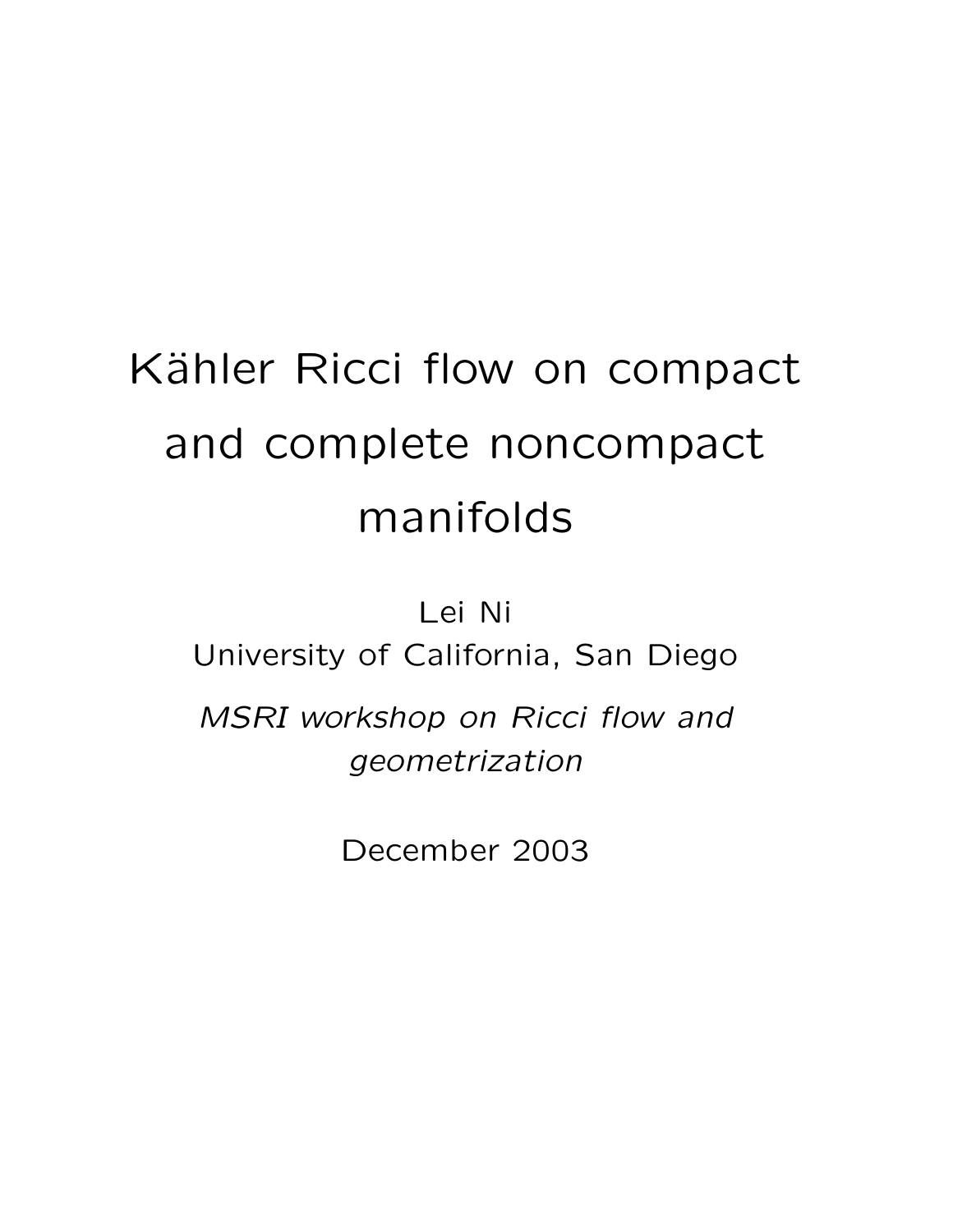# Kähler Ricci flow on compact and complete noncompact manifolds

Lei Ni

University of California, San Diego

*MSRI workshop on Ricci flow and geometrization*

December 2003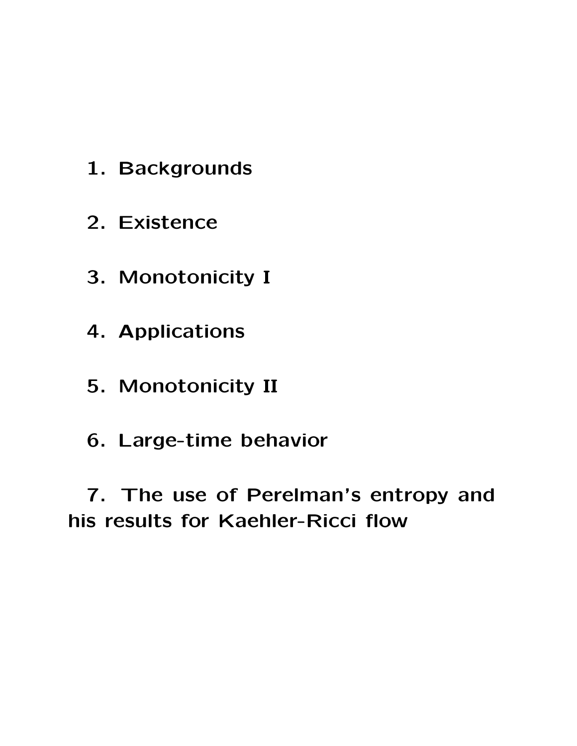1. Backgrounds

2. Existence

3. Monotonicity I

4. Applications

5. Monotonicity II

6. Large-time behavior

7. The use of Perelman's entropy and his results for Kaehler-Ricci flow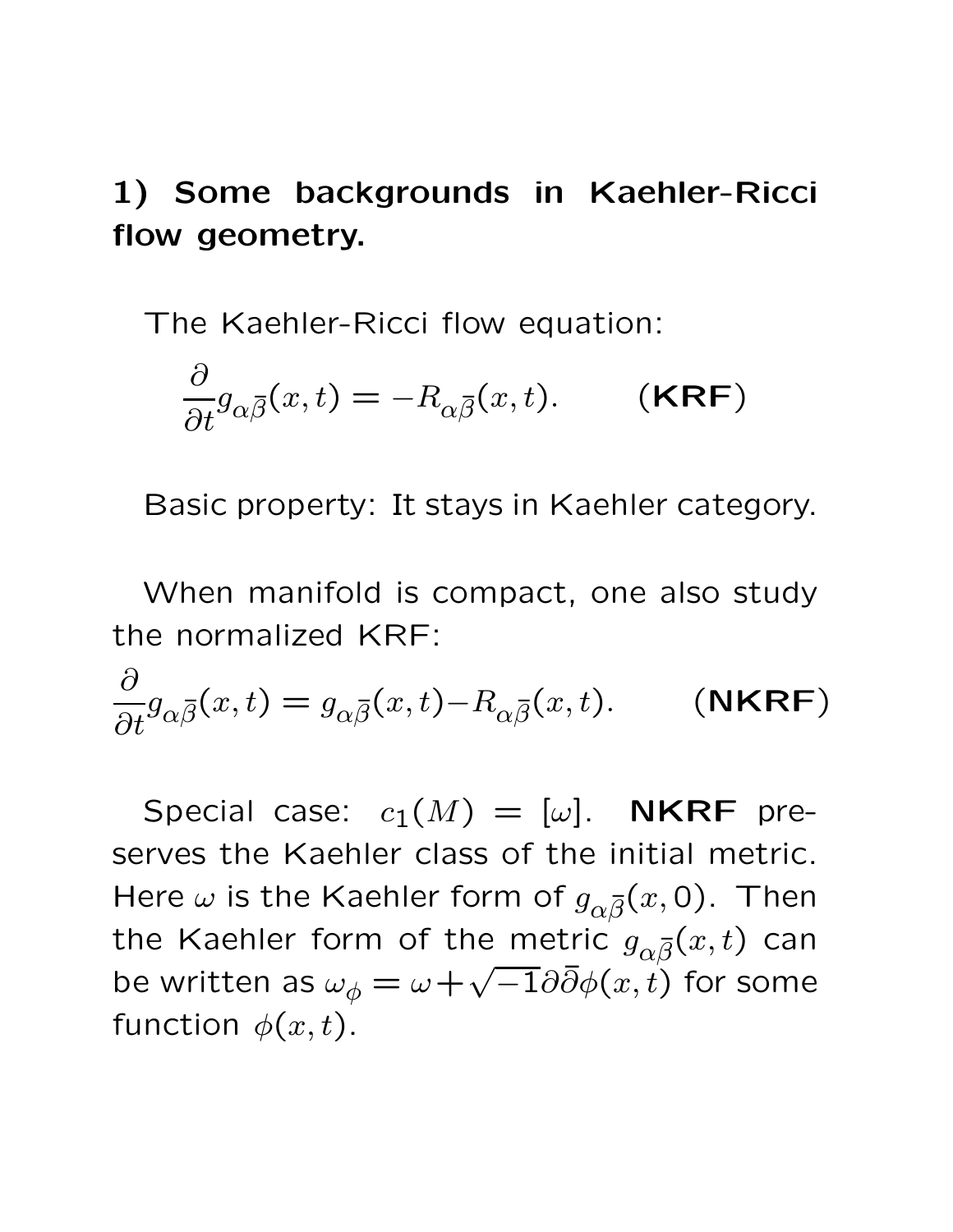## 1) Some backgrounds in Kaehler-Ricci flow geometry.

The Kaehler-Ricci flow equation:

$$\frac{\partial}{\partial t} g_{\alpha\bar{\beta}}(x,t) = -R_{\alpha\bar{\beta}}(x,t). \qquad (\textbf{KRF})$$

Basic property: It stays in Kaehler category.

When manifold is compact, one also study the normalized KRF:

$$\frac{\partial}{\partial t} g_{\alpha\bar{\beta}}(x,t) = g_{\alpha\bar{\beta}}(x,t) - R_{\alpha\bar{\beta}}(x,t). \qquad (\textbf{NKRF})$$

Special case: $c_1(M) = [\omega]$. **NKRF** preserves the Kaehler class of the initial metric. Here $\omega$ is the Kaehler form of $g_{\alpha\bar{\beta}}(x,0)$. Then the Kaehler form of the metric $g_{\alpha\bar{\beta}}(x,t)$ can be written as $\omega_\phi = \omega + \sqrt{-1}\partial\bar{\partial}\phi(x,t)$ for some function $\phi(x,t)$.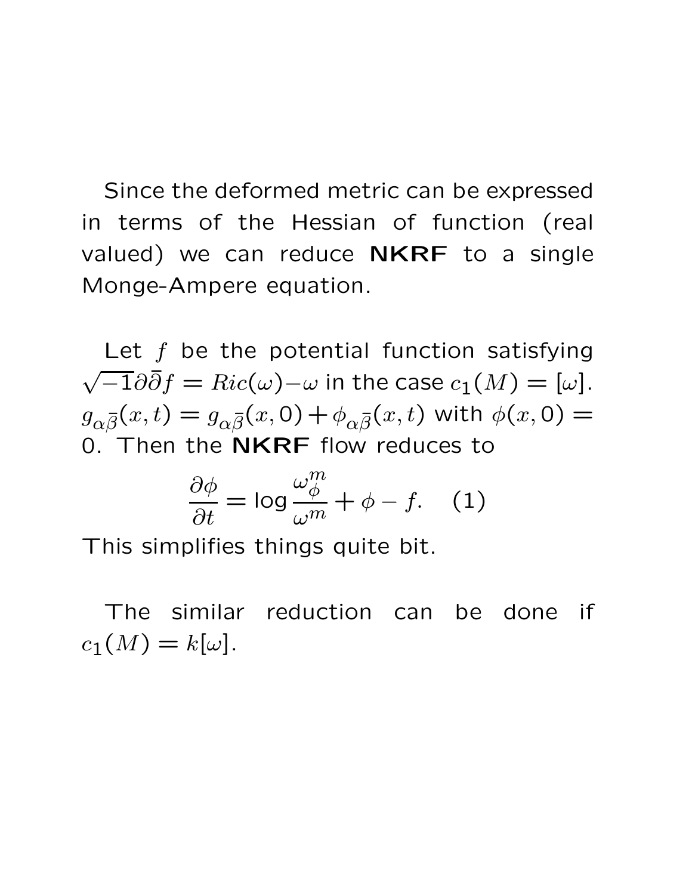Since the deformed metric can be expressed in terms of the Hessian of function (real valued) we can reduce **NKRF** to a single Monge-Ampere equation.

Let $f$ be the potential function satisfying $\sqrt{-1}\partial\bar{\partial}f = Ric(\omega) - \omega$ in the case $c_1(M) = [\omega]$. $g_{\alpha\bar{\beta}}(x,t) = g_{\alpha\bar{\beta}}(x,0) + \phi_{\alpha\bar{\beta}}(x,t)$ with $\phi(x,0) = 0$. Then the **NKRF** flow reduces to

$$\frac{\partial \phi}{\partial t} = \log \frac{\omega_\phi^m}{\omega^m} + \phi - f. \quad (1)$$

This simplifies things quite bit.

The similar reduction can be done if $c_1(M) = k[\omega]$.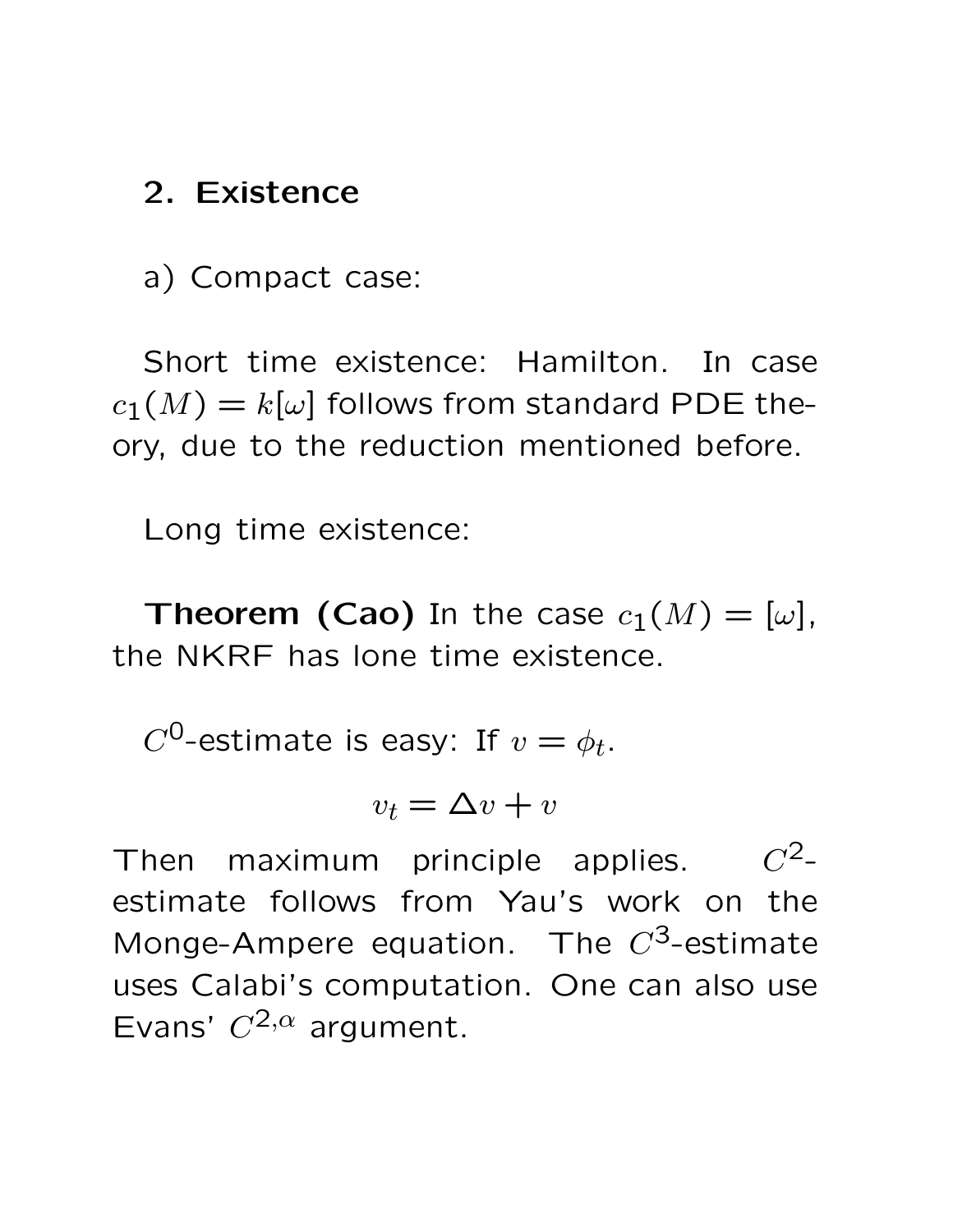## 2. Existence

a) Compact case:

Short time existence: Hamilton. In case $c_1(M) = k[\omega]$ follows from standard PDE theory, due to the reduction mentioned before.

Long time existence:

**Theorem (Cao)** In the case $c_1(M) = [\omega]$, the NKRF has lone time existence.

$C^0$-estimate is easy: If $v = \phi_t$.

$$v_t = \Delta v + v$$

Then maximum principle applies. $C^2$-estimate follows from Yau's work on the Monge-Ampere equation. The $C^3$-estimate uses Calabi's computation. One can also use Evans' $C^{2,\alpha}$ argument.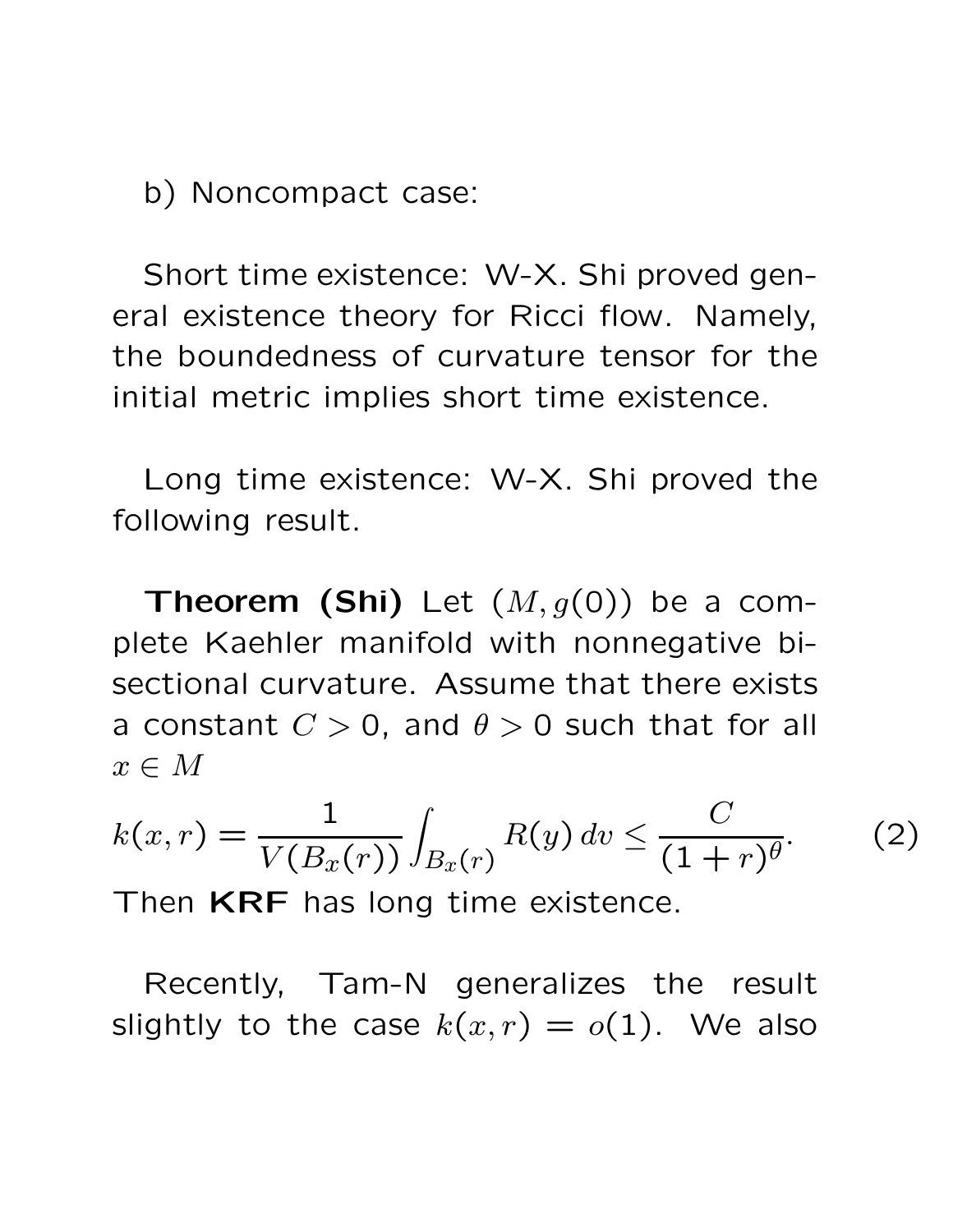b) Noncompact case:

Short time existence: W-X. Shi proved general existence theory for Ricci flow. Namely, the boundedness of curvature tensor for the initial metric implies short time existence.

Long time existence: W-X. Shi proved the following result.

**Theorem (Shi)** Let $(M, g(0))$ be a complete Kaehler manifold with nonnegative bisectional curvature. Assume that there exists a constant $C > 0$, and $\theta > 0$ such that for all $x \in M$

$$k(x, r) = \frac{1}{V(B_x(r))} \int_{B_x(r)} R(y)\, dv \leq \frac{C}{(1+r)^\theta}. \tag{2}$$

Then **KRF** has long time existence.

Recently, Tam-N generalizes the result slightly to the case $k(x, r) = o(1)$. We also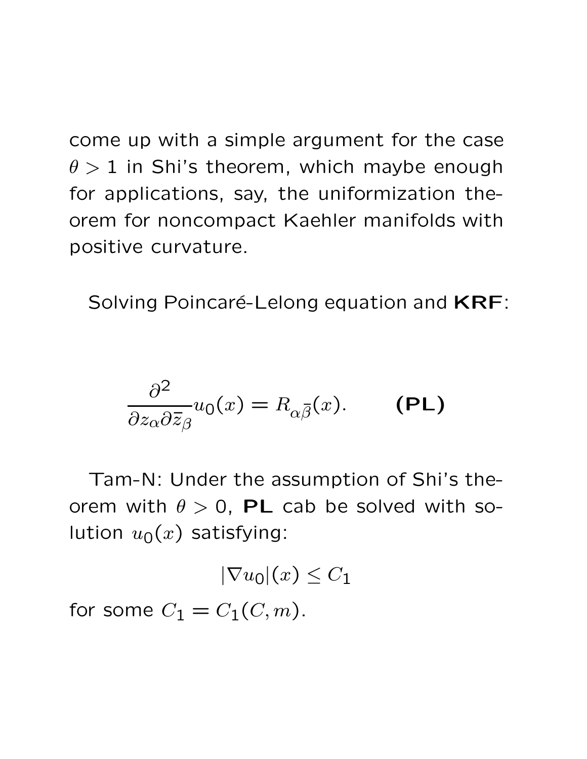come up with a simple argument for the case $\theta > 1$ in Shi's theorem, which maybe enough for applications, say, the uniformization theorem for noncompact Kaehler manifolds with positive curvature.

Solving Poincaré-Lelong equation and **KRF**:

$$\frac{\partial^2}{\partial z_\alpha \partial \bar{z}_\beta} u_0(x) = R_{\alpha\bar{\beta}}(x). \qquad \textbf{(PL)}$$

Tam-N: Under the assumption of Shi's theorem with $\theta > 0$, **PL** cab be solved with solution $u_0(x)$ satisfying:

$$|\nabla u_0|(x) \leq C_1$$

for some $C_1 = C_1(C, m)$.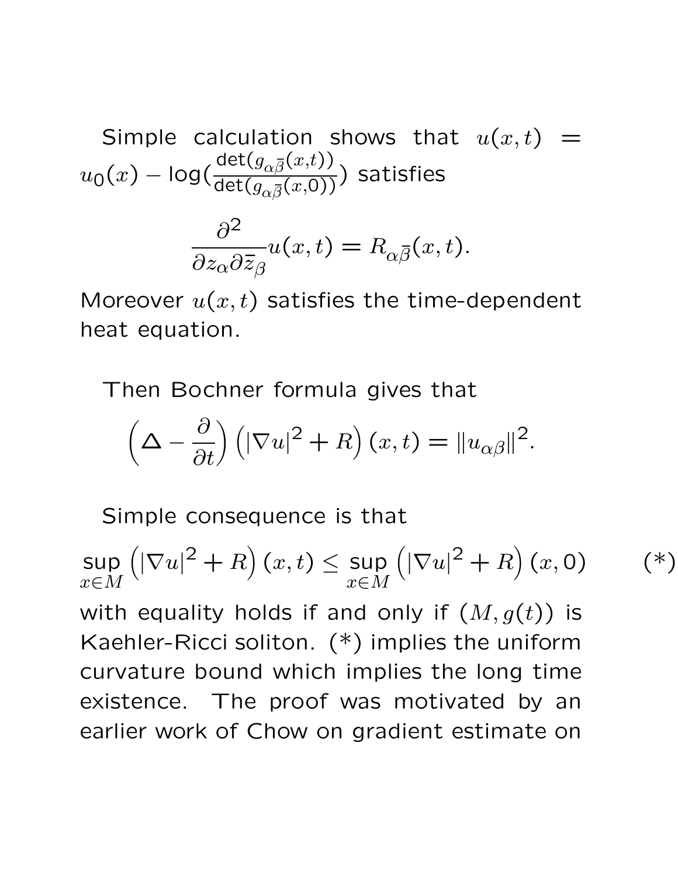Simple calculation shows that $u(x,t) = u_0(x) - \log(\frac{\det(g_{\alpha\bar{\beta}}(x,t))}{\det(g_{\alpha\bar{\beta}}(x,0))})$ satisfies

$$\frac{\partial^2}{\partial z_\alpha \partial \bar{z}_\beta} u(x,t) = R_{\alpha\bar{\beta}}(x,t).$$

Moreover $u(x,t)$ satisfies the time-dependent heat equation.

Then Bochner formula gives that

$$\left(\Delta - \frac{\partial}{\partial t}\right)\left(|\nabla u|^2 + R\right)(x,t) = \|u_{\alpha\beta}\|^2.$$

Simple consequence is that

$$\sup_{x\in M}\left(|\nabla u|^2 + R\right)(x,t) \le \sup_{x\in M}\left(|\nabla u|^2 + R\right)(x,0) \qquad (*)$$

with equality holds if and only if $(M, g(t))$ is Kaehler-Ricci soliton. (*) implies the uniform curvature bound which implies the long time existence. The proof was motivated by an earlier work of Chow on gradient estimate on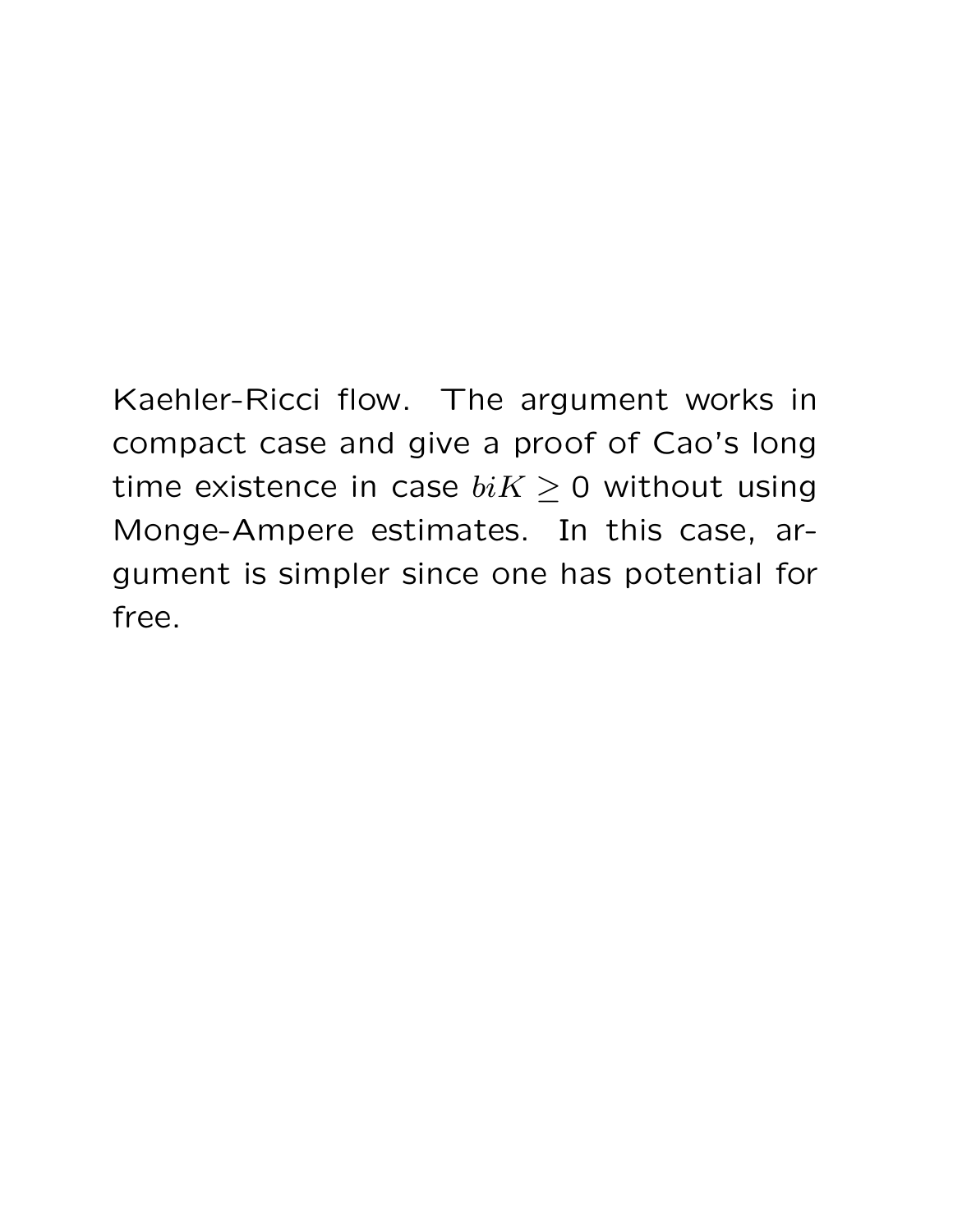Kaehler-Ricci flow. The argument works in compact case and give a proof of Cao's long time existence in case $biK \geq 0$ without using Monge-Ampere estimates. In this case, argument is simpler since one has potential for free.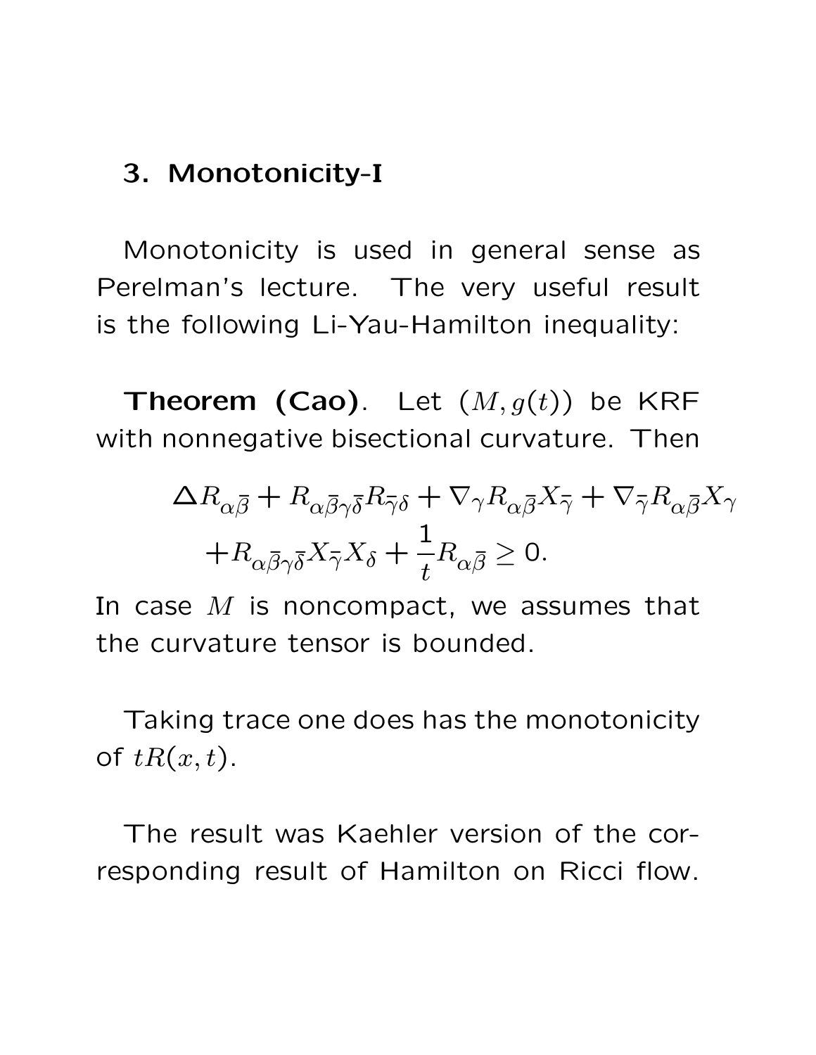## 3. Monotonicity-I

Monotonicity is used in general sense as Perelman's lecture. The very useful result is the following Li-Yau-Hamilton inequality:

**Theorem (Cao)**. Let $(M, g(t))$ be KRF with nonnegative bisectional curvature. Then

$$
\begin{aligned}
&\Delta R_{\alpha\bar{\beta}} + R_{\alpha\bar{\beta}\gamma\bar{\delta}} R_{\bar{\gamma}\delta} + \nabla_\gamma R_{\alpha\bar{\beta}} X_{\bar{\gamma}} + \nabla_{\bar{\gamma}} R_{\alpha\bar{\beta}} X_\gamma \\
&\quad + R_{\alpha\bar{\beta}\gamma\bar{\delta}} X_{\bar{\gamma}} X_\delta + \frac{1}{t} R_{\alpha\bar{\beta}} \geq 0.
\end{aligned}
$$

In case $M$ is noncompact, we assumes that the curvature tensor is bounded.

Taking trace one does has the monotonicity of $tR(x,t)$.

The result was Kaehler version of the corresponding result of Hamilton on Ricci flow.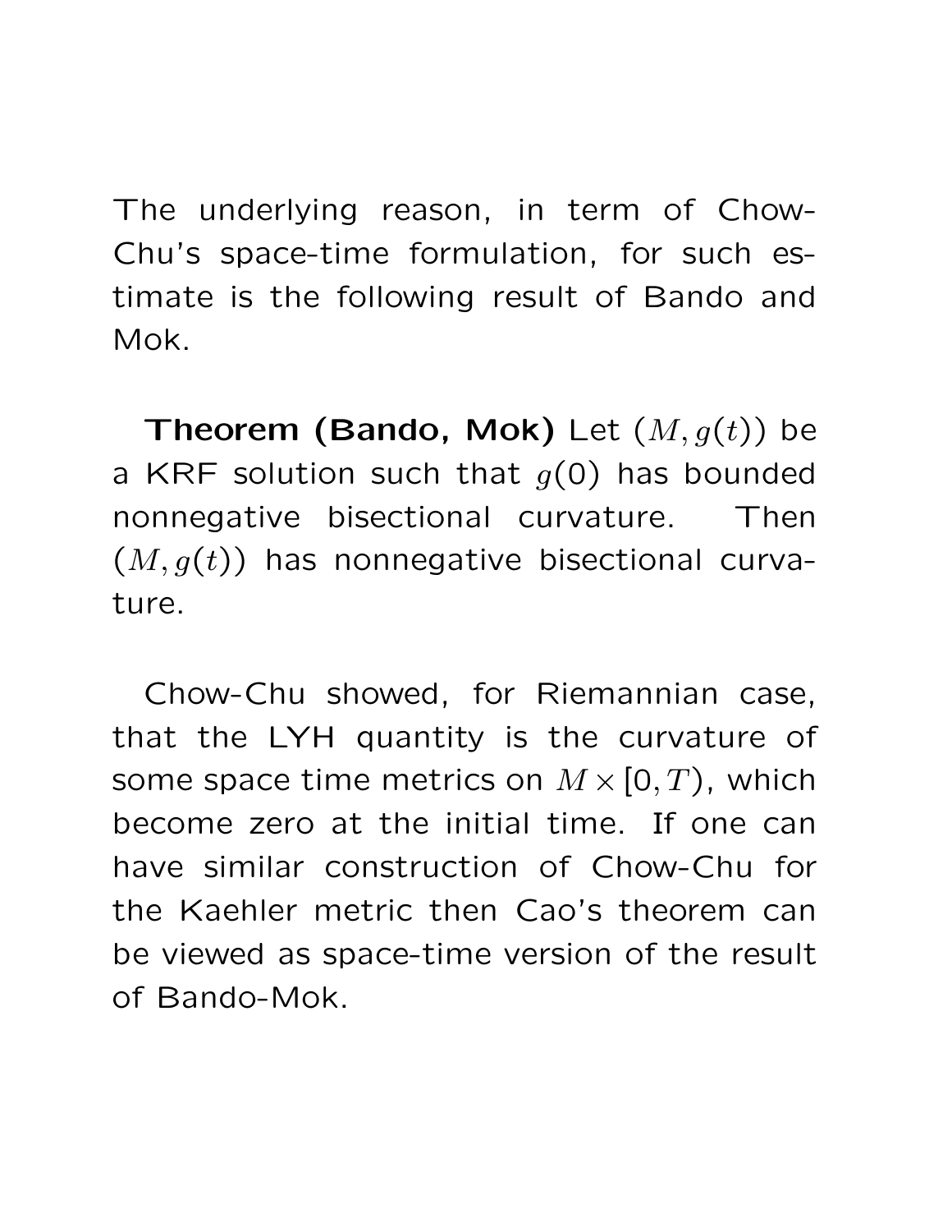The underlying reason, in term of Chow-Chu's space-time formulation, for such estimate is the following result of Bando and Mok.

**Theorem (Bando, Mok)** Let $(M, g(t))$ be a KRF solution such that $g(0)$ has bounded nonnegative bisectional curvature. Then $(M, g(t))$ has nonnegative bisectional curvature.

Chow-Chu showed, for Riemannian case, that the LYH quantity is the curvature of some space time metrics on $M \times [0, T)$, which become zero at the initial time. If one can have similar construction of Chow-Chu for the Kaehler metric then Cao's theorem can be viewed as space-time version of the result of Bando-Mok.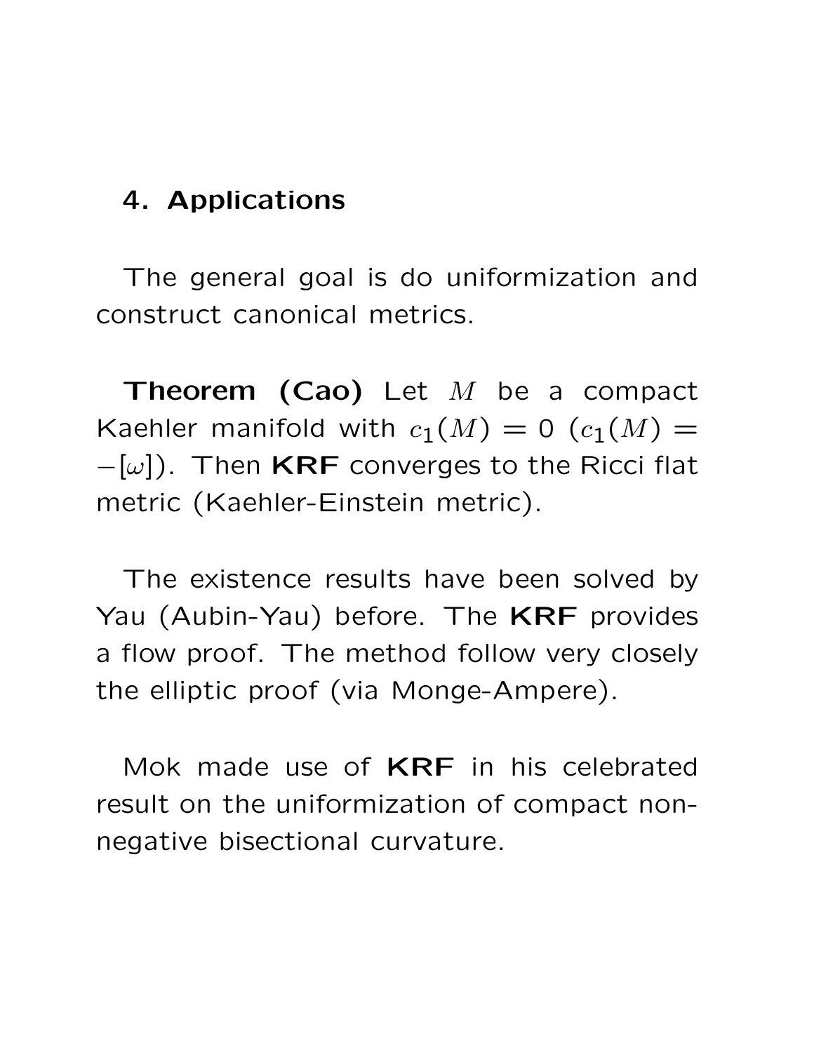## 4. Applications

The general goal is do uniformization and construct canonical metrics.

**Theorem (Cao)** Let $M$ be a compact Kaehler manifold with $c_1(M) = 0$ ($c_1(M) = -[\omega]$). Then **KRF** converges to the Ricci flat metric (Kaehler-Einstein metric).

The existence results have been solved by Yau (Aubin-Yau) before. The **KRF** provides a flow proof. The method follow very closely the elliptic proof (via Monge-Ampere).

Mok made use of **KRF** in his celebrated result on the uniformization of compact non-negative bisectional curvature.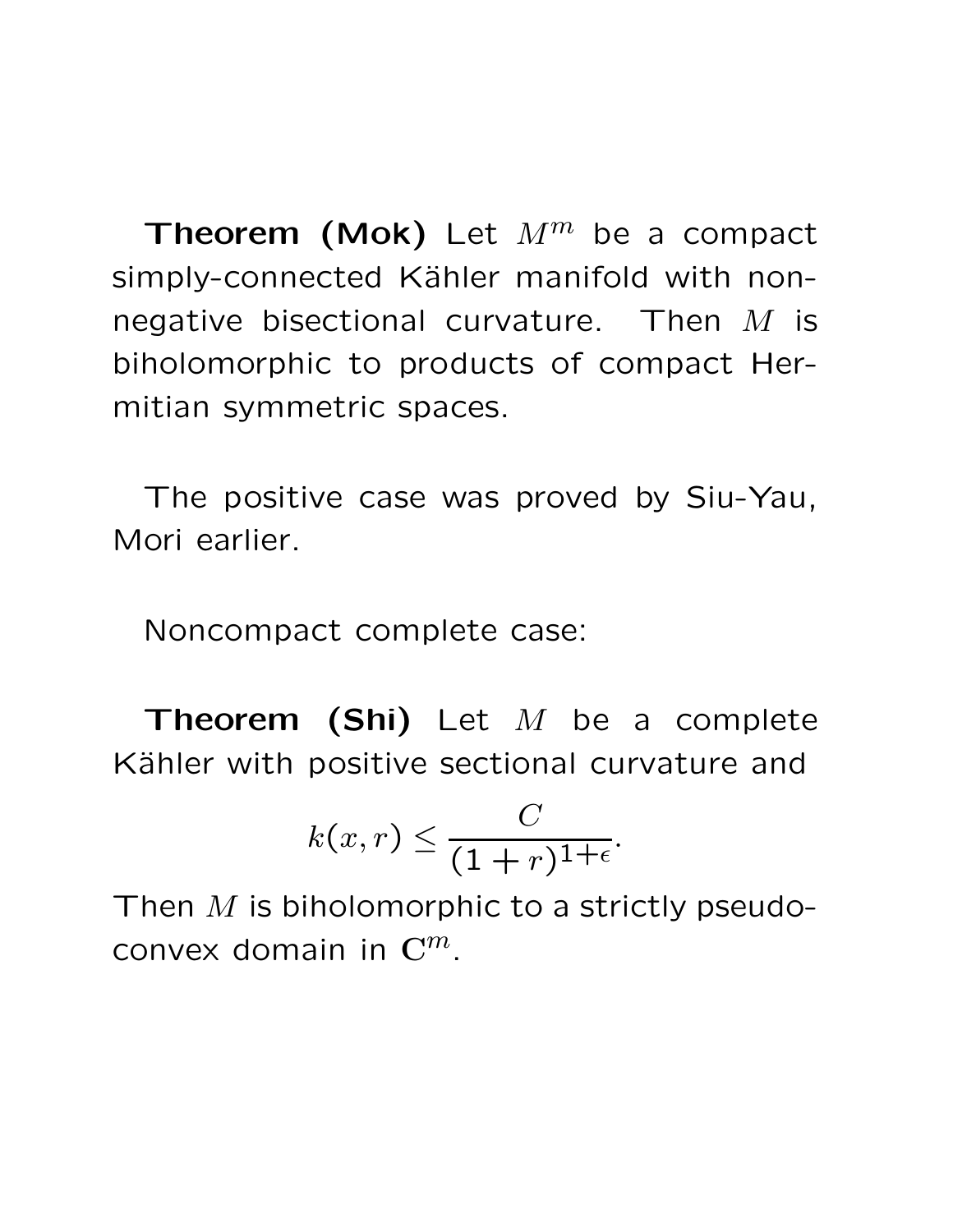**Theorem (Mok)** Let $M^m$ be a compact simply-connected Kähler manifold with nonnegative bisectional curvature. Then $M$ is biholomorphic to products of compact Hermitian symmetric spaces.

The positive case was proved by Siu-Yau, Mori earlier.

Noncompact complete case:

**Theorem (Shi)** Let $M$ be a complete Kähler with positive sectional curvature and

$$k(x,r) \leq \frac{C}{(1+r)^{1+\epsilon}}.$$

Then $M$ is biholomorphic to a strictly pseudoconvex domain in $\mathbf{C}^m$.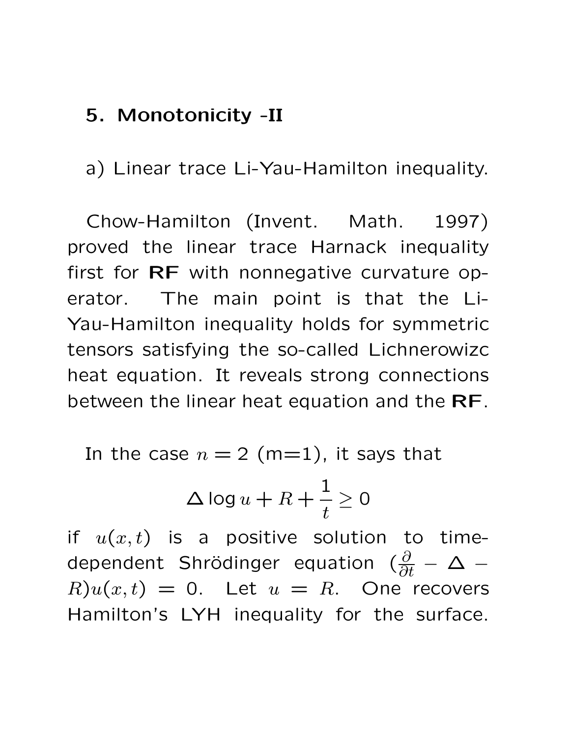### 5. Monotonicity -II

a) Linear trace Li-Yau-Hamilton inequality.

Chow-Hamilton (Invent. Math. 1997) proved the linear trace Harnack inequality first for **RF** with nonnegative curvature operator. The main point is that the Li-Yau-Hamilton inequality holds for symmetric tensors satisfying the so-called Lichnerowizc heat equation. It reveals strong connections between the linear heat equation and the **RF**.

In the case $n = 2$ (m=1), it says that

$$\Delta \log u + R + \frac{1}{t} \geq 0$$

if $u(x, t)$ is a positive solution to time-dependent Shrödinger equation $(\frac{\partial}{\partial t} - \Delta - R)u(x, t) = 0$. Let $u = R$. One recovers Hamilton's LYH inequality for the surface.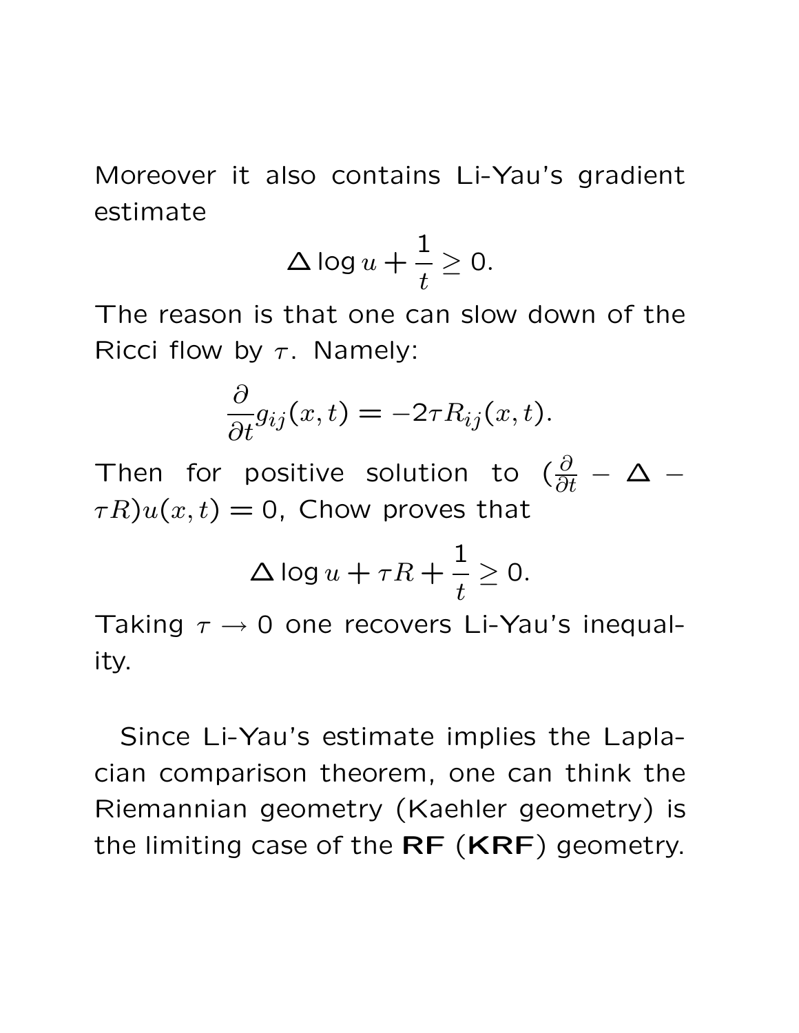Moreover it also contains Li-Yau's gradient estimate

$$\Delta \log u + \frac{1}{t} \geq 0.$$

The reason is that one can slow down of the Ricci flow by $\tau$. Namely:

$$\frac{\partial}{\partial t} g_{ij}(x,t) = -2\tau R_{ij}(x,t).$$

Then for positive solution to $(\frac{\partial}{\partial t} - \Delta - \tau R)u(x,t) = 0$, Chow proves that

$$\Delta \log u + \tau R + \frac{1}{t} \geq 0.$$

Taking $\tau \to 0$ one recovers Li-Yau's inequality.

Since Li-Yau's estimate implies the Laplacian comparison theorem, one can think the Riemannian geometry (Kaehler geometry) is the limiting case of the **RF** (**KRF**) geometry.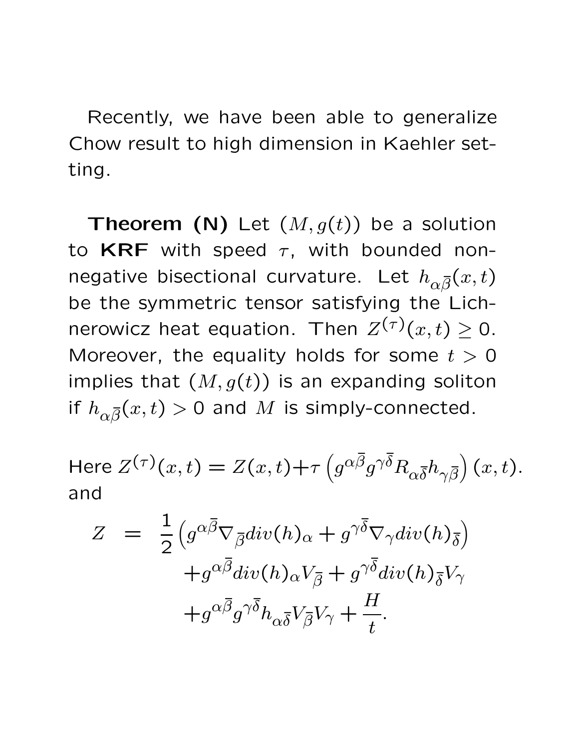Recently, we have been able to generalize Chow result to high dimension in Kaehler setting.

**Theorem (N)** Let $(M, g(t))$ be a solution to **KRF** with speed $\tau$, with bounded non-negative bisectional curvature. Let $h_{\alpha\bar{\beta}}(x,t)$ be the symmetric tensor satisfying the Lichnerowicz heat equation. Then $Z^{(\tau)}(x,t) \geq 0$. Moreover, the equality holds for some $t > 0$ implies that $(M, g(t))$ is an expanding soliton if $h_{\alpha\bar{\beta}}(x,t) > 0$ and $M$ is simply-connected.

Here $Z^{(\tau)}(x,t) = Z(x,t) + \tau \left( g^{\alpha\bar{\beta}} g^{\gamma\bar{\delta}} R_{\alpha\bar{\delta}} h_{\gamma\bar{\beta}} \right)(x,t)$. and

$$
\begin{aligned}
Z &= \frac{1}{2}\left( g^{\alpha\bar{\beta}} \nabla_{\bar{\beta}} div(h)_{\alpha} + g^{\gamma\bar{\delta}} \nabla_{\gamma} div(h)_{\bar{\delta}} \right) \\
&\quad + g^{\alpha\bar{\beta}} div(h)_{\alpha} V_{\bar{\beta}} + g^{\gamma\bar{\delta}} div(h)_{\bar{\delta}} V_{\gamma} \\
&\quad + g^{\alpha\bar{\beta}} g^{\gamma\bar{\delta}} h_{\alpha\bar{\delta}} V_{\bar{\beta}} V_{\gamma} + \frac{H}{t}.
\end{aligned}
$$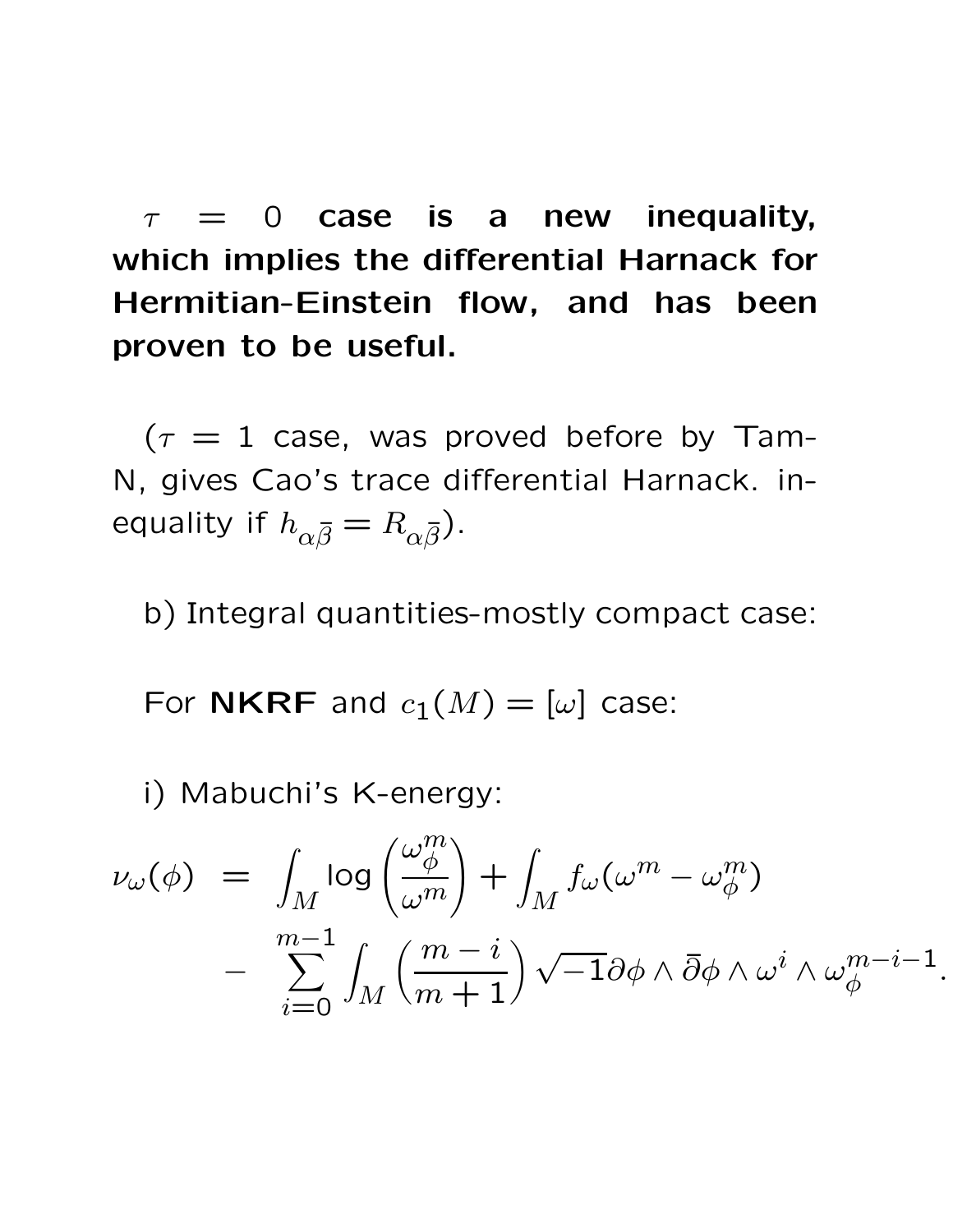$\tau = 0$ **case is a new inequality, which implies the differential Harnack for Hermitian-Einstein flow, and has been proven to be useful.**

($\tau = 1$ case, was proved before by Tam-N, gives Cao's trace differential Harnack. inequality if $h_{\alpha\bar{\beta}} = R_{\alpha\bar{\beta}}$).

b) Integral quantities-mostly compact case:

For **NKRF** and $c_1(M) = [\omega]$ case:

i) Mabuchi's K-energy:

$$\begin{aligned}
\nu_\omega(\phi) &= \int_M \log\left(\frac{\omega_\phi^m}{\omega^m}\right) + \int_M f_\omega(\omega^m - \omega_\phi^m) \\
&- \sum_{i=0}^{m-1} \int_M \left(\frac{m-i}{m+1}\right) \sqrt{-1}\partial\phi \wedge \bar{\partial}\phi \wedge \omega^i \wedge \omega_\phi^{m-i-1}.
\end{aligned}$$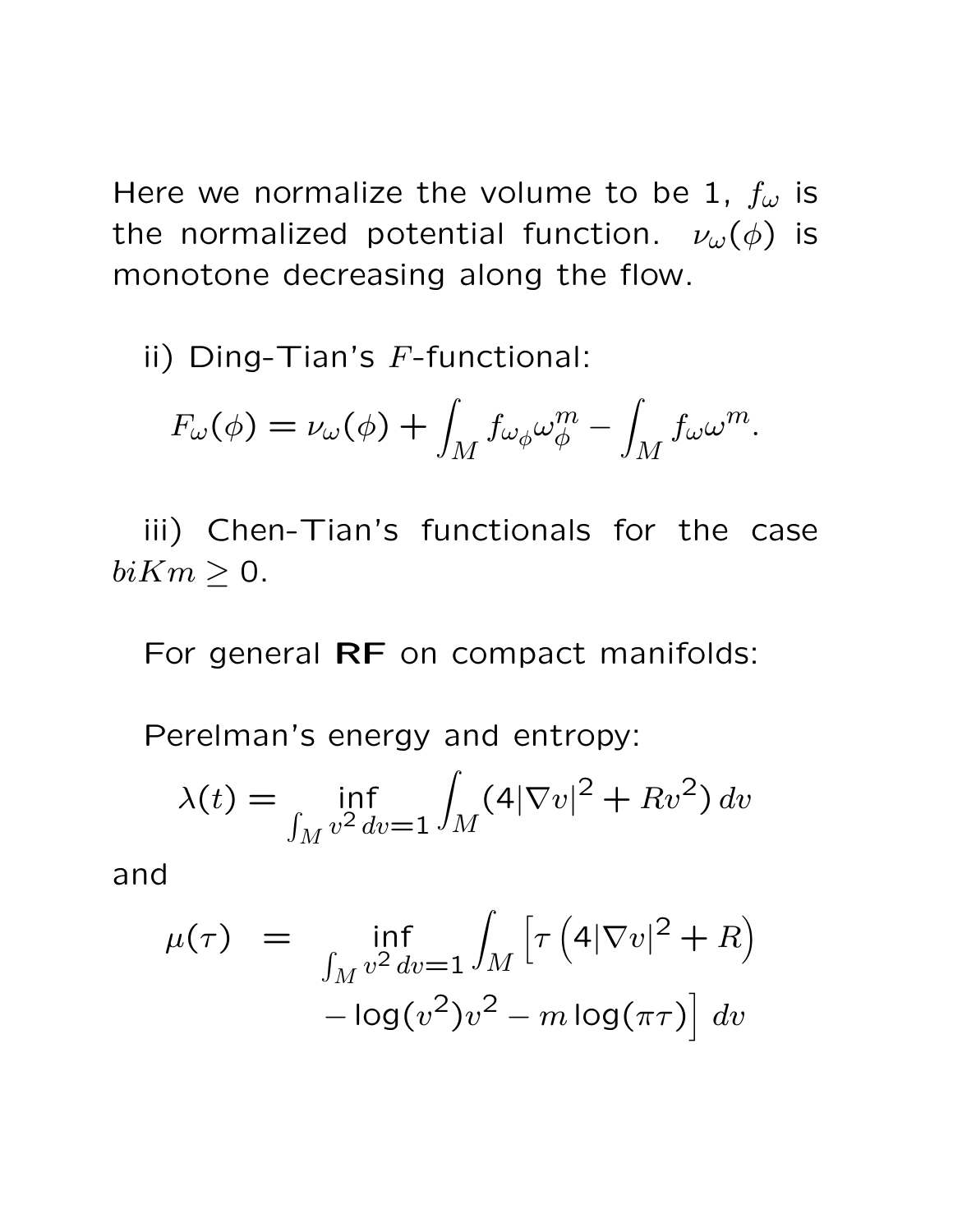Here we normalize the volume to be 1, $f_\omega$ is the normalized potential function. $\nu_\omega(\phi)$ is monotone decreasing along the flow.

ii) Ding-Tian's $F$-functional:

$$F_\omega(\phi) = \nu_\omega(\phi) + \int_M f_{\omega_\phi}\omega_\phi^m - \int_M f_\omega \omega^m.$$

iii) Chen-Tian's functionals for the case $biKm \geq 0$.

For general **RF** on compact manifolds:

Perelman's energy and entropy:

$$\lambda(t) = \inf_{\int_M v^2\,dv=1} \int_M (4|\nabla v|^2 + Rv^2)\,dv$$

and

$$\begin{aligned}\mu(\tau) \;\; = \;\; & \inf_{\int_M v^2\,dv=1} \int_M \Big[\tau\left(4|\nabla v|^2 + R\right) \\ & -\log(v^2)v^2 - m\log(\pi\tau)\Big]\,dv\end{aligned}$$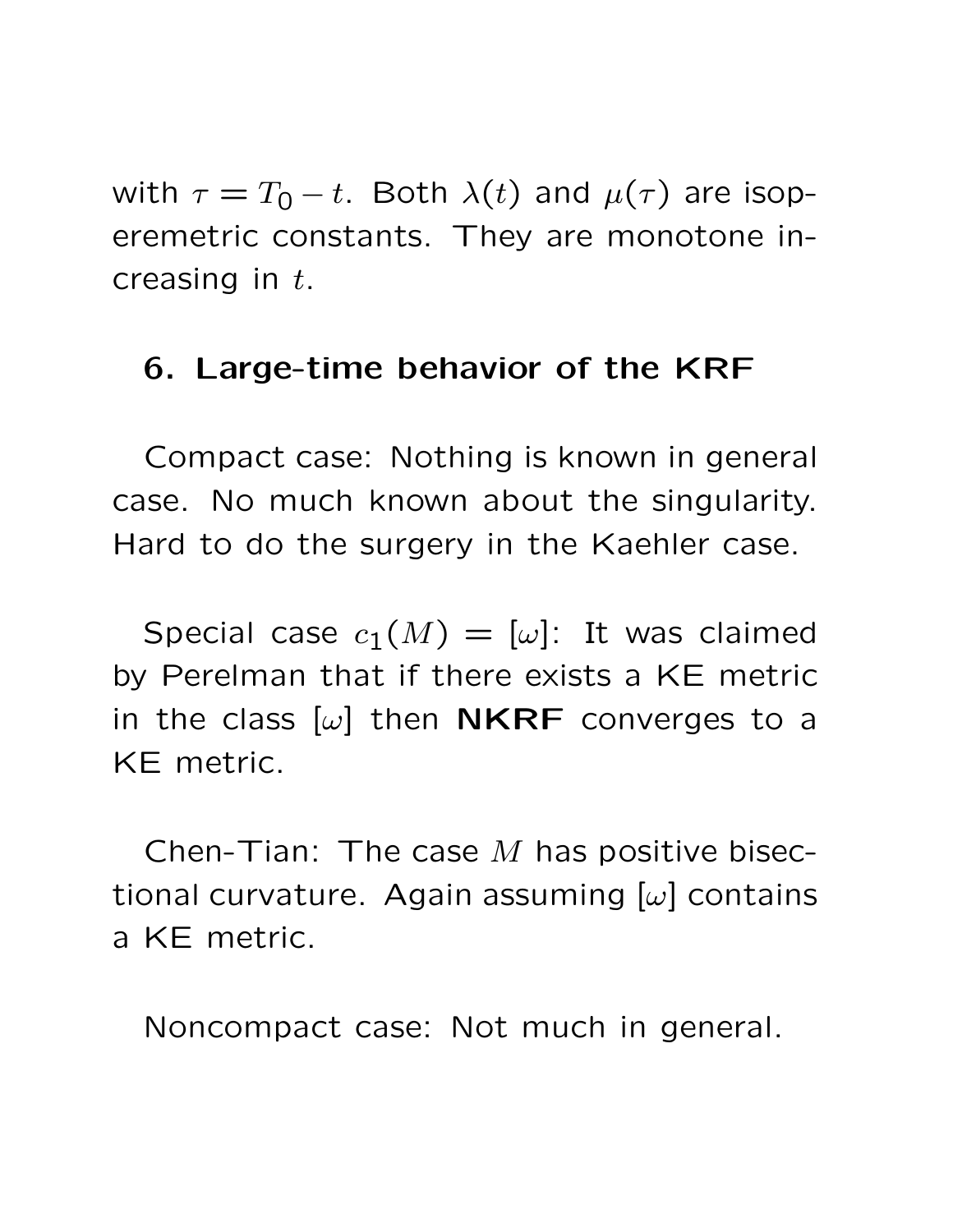with $\tau = T_0 - t$. Both $\lambda(t)$ and $\mu(\tau)$ are isoperemetric constants. They are monotone increasing in $t$.

## 6. Large-time behavior of the KRF

Compact case: Nothing is known in general case. No much known about the singularity. Hard to do the surgery in the Kaehler case.

Special case $c_1(M) = [\omega]$: It was claimed by Perelman that if there exists a KE metric in the class $[\omega]$ then **NKRF** converges to a KE metric.

Chen-Tian: The case $M$ has positive bisectional curvature. Again assuming $[\omega]$ contains a KE metric.

Noncompact case: Not much in general.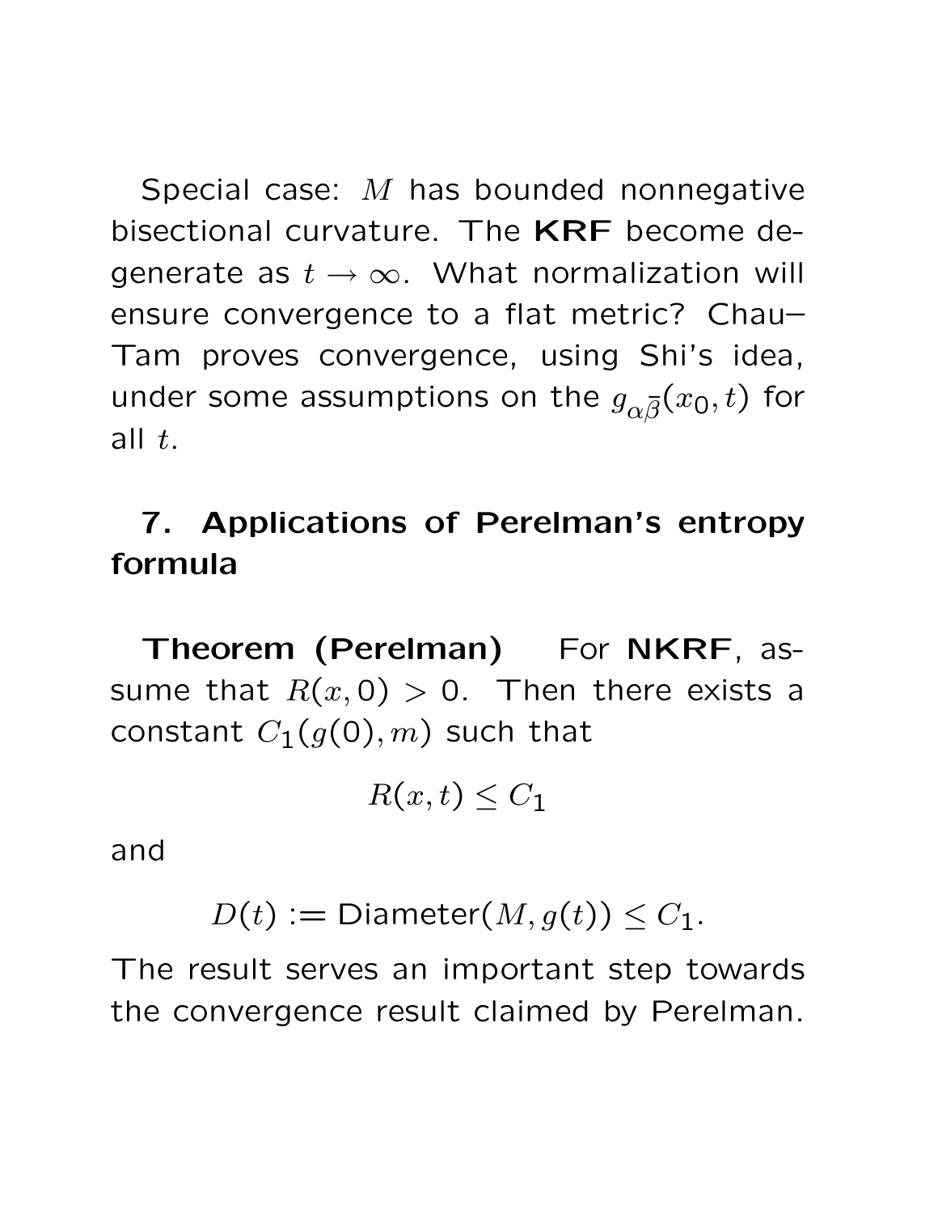Special case: $M$ has bounded nonnegative bisectional curvature. The **KRF** become degenerate as $t \to \infty$. What normalization will ensure convergence to a flat metric? Chau–Tam proves convergence, using Shi's idea, under some assumptions on the $g_{\alpha\bar{\beta}}(x_0, t)$ for all $t$.

## 7. Applications of Perelman's entropy formula

**Theorem (Perelman)** For **NKRF**, assume that $R(x, 0) > 0$. Then there exists a constant $C_1(g(0), m)$ such that

$$R(x, t) \leq C_1$$

and

$$D(t) := \text{Diameter}(M, g(t)) \leq C_1.$$

The result serves an important step towards the convergence result claimed by Perelman.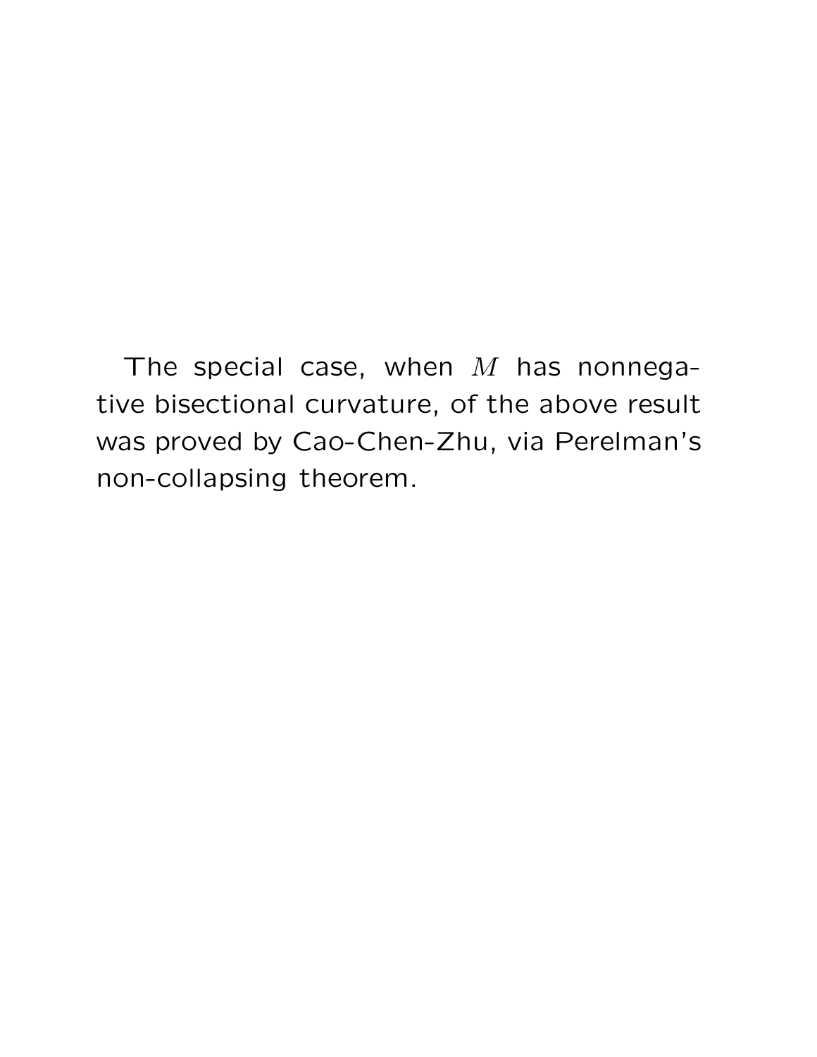The special case, when $M$ has nonnegative bisectional curvature, of the above result was proved by Cao-Chen-Zhu, via Perelman's non-collapsing theorem.